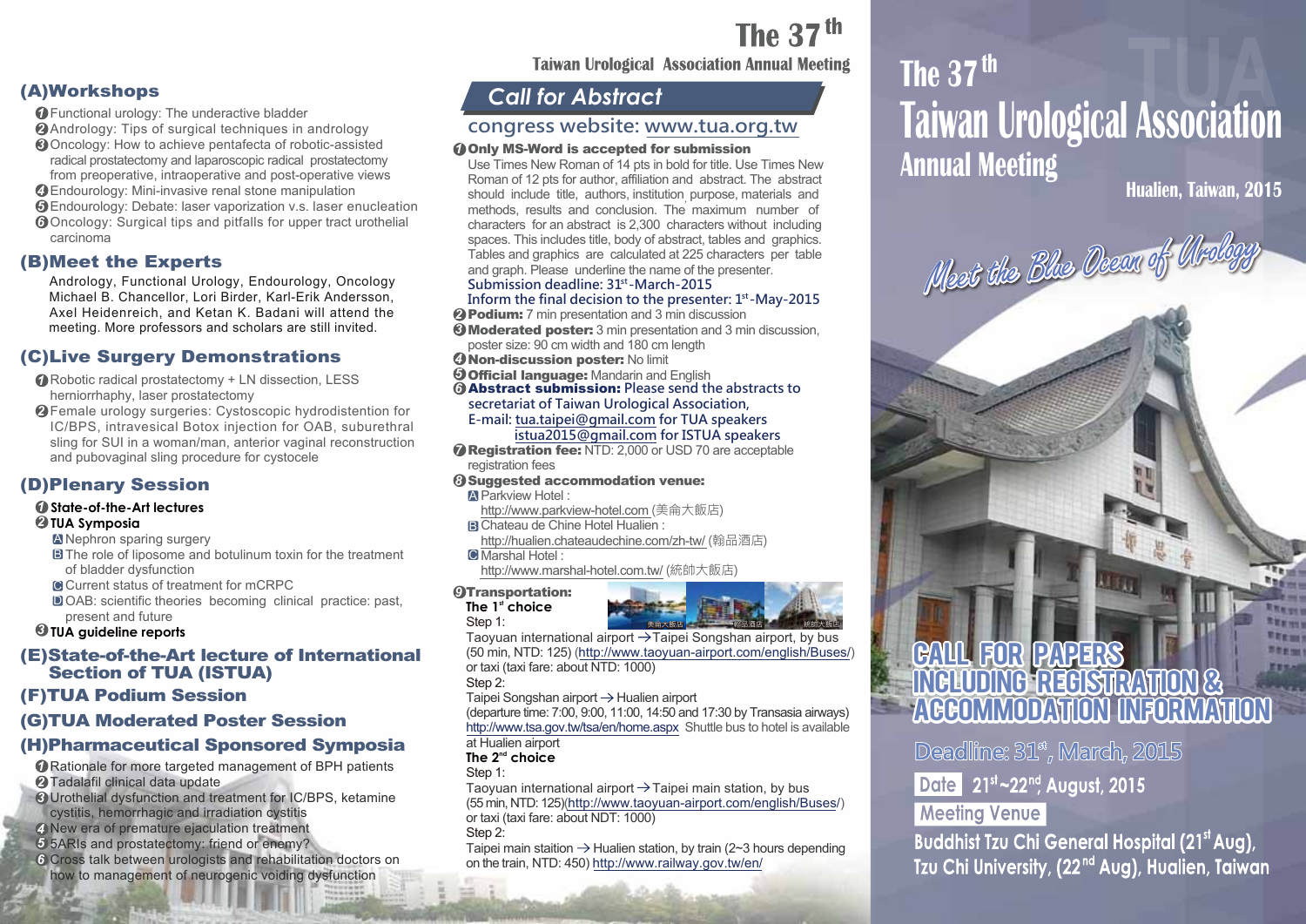# The 37th Taiwan Urological Association Annual Meeting

Hualien, Taiwan, 2015

*Meet the Blue Ocean of Urology*

**CALL FOR PAPERS INCLUDING REGISTRATION & ACCOMMODATION INFORMATION**

Deadline: 31st, March, 2015

**Date** 21st~22nd, August, 2015

**Meeting Venue**

Buddhist Tzu Chi General Hospital (21st Aug), Tzu Chi University, (22nd Aug), Hualien, Taiwan

## (A)Workshops

1. Functional urology: The underactive bladder
2. Andrology: Tips of surgical techniques in andrology
3. Oncology: How to achieve pentafecta of robotic-assisted radical prostatectomy and laparoscopic radical prostatectomy from preoperative, intraoperative and post-operative views
4. Endourology: Mini-invasive renal stone manipulation
5. Endourology: Debate: laser vaporization v.s. laser enucleation
6. Oncology: Surgical tips and pitfalls for upper tract urothelial carcinoma

## (B)Meet the Experts

Andrology, Functional Urology, Endourology, Oncology Michael B. Chancellor, Lori Birder, Karl-Erik Andersson, Axel Heidenreich, and Ketan K. Badani will attend the meeting. More professors and scholars are still invited.

## (C)Live Surgery Demonstrations

1. Robotic radical prostatectomy + LN dissection, LESS herniorrhaphy, laser prostatectomy
2. Female urology surgeries: Cystoscopic hydrodistention for IC/BPS, intravesical Botox injection for OAB, suburethral sling for SUI in a woman/man, anterior vaginal reconstruction and pubovaginal sling procedure for cystocele

## (D)Plenary Session

1. **State-of-the-Art lectures**
2. **TUA Symposia**
   - A. Nephron sparing surgery
   - B. The role of liposome and botulinum toxin for the treatment of bladder dysfunction
   - C. Current status of treatment for mCRPC
   - D. OAB: scientific theories becoming clinical practice: past, present and future
3. **TUA guideline reports**

## (E)State-of-the-Art lecture of International Section of TUA (ISTUA)

## (F)TUA Podium Session

## (G)TUA Moderated Poster Session

## (H)Pharmaceutical Sponsored Symposia

1. Rationale for more targeted management of BPH patients
2. Tadalafil clinical data update
3. Urothelial dysfunction and treatment for IC/BPS, ketamine cystitis, hemorrhagic and irradiation cystitis
4. New era of premature ejaculation treatment
5. 5ARIs and prostatectomy: friend or enemy?
6. Cross talk between urologists and rehabilitation doctors on how to management of neurogenic voiding dysfunction

## Call for Abstract

congress website: www.tua.org.tw

1. **Only MS-Word is accepted for submission**
   Use Times New Roman of 14 pts in bold for title. Use Times New Roman of 12 pts for author, affiliation and abstract. The abstract should include title, authors, institution, purpose, materials and methods, results and conclusion. The maximum number of characters for an abstract is 2,300 characters without including spaces. This includes title, body of abstract, tables and graphics. Tables and graphics are calculated at 225 characters per table and graph. Please underline the name of the presenter.
   Submission deadline: 31st-March-2015
   Inform the final decision to the presenter: 1st-May-2015
2. **Podium:** 7 min presentation and 3 min discussion
3. **Moderated poster:** 3 min presentation and 3 min discussion, poster size: 90 cm width and 180 cm length
4. **Non-discussion poster:** No limit
5. **Official language:** Mandarin and English
6. **Abstract submission:** Please send the abstracts to secretariat of Taiwan Urological Association,
   E-mail: tua.taipei@gmail.com for TUA speakers
   istua2015@gmail.com for ISTUA speakers
7. **Registration fee:** NTD: 2,000 or USD 70 are acceptable registration fees
8. **Suggested accommodation venue:**
   - A. Parkview Hotel : http://www.parkview-hotel.com (美侖大飯店)
   - B. Chateau de Chine Hotel Hualien : http://hualien.chateaudechine.com/zh-tw/ (翰品酒店)
   - C. Marshal Hotel : http://www.marshal-hotel.com.tw/ (統帥大飯店)
9. **Transportation:**

**The 1st choice**

Step 1:
Taoyuan international airport → Taipei Songshan airport, by bus (50 min, NTD: 125) (http://www.taoyuan-airport.com/english/Buses/) or taxi (taxi fare: about NTD: 1000)

Step 2:
Taipei Songshan airport → Hualien airport
(departure time: 7:00, 9:00, 11:00, 14:50 and 17:30 by Transasia airways) http://www.tsa.gov.tw/tsa/en/home.aspx Shuttle bus to hotel is available at Hualien airport

**The 2nd choice**

Step 1:
Taoyuan international airport → Taipei main station, by bus (55 min, NTD: 125)(http://www.taoyuan-airport.com/english/Buses/) or taxi (taxi fare: about NDT: 1000)

Step 2:
Taipei main staition → Hualien station, by train (2~3 hours depending on the train, NTD: 450) http://www.railway.gov.tw/en/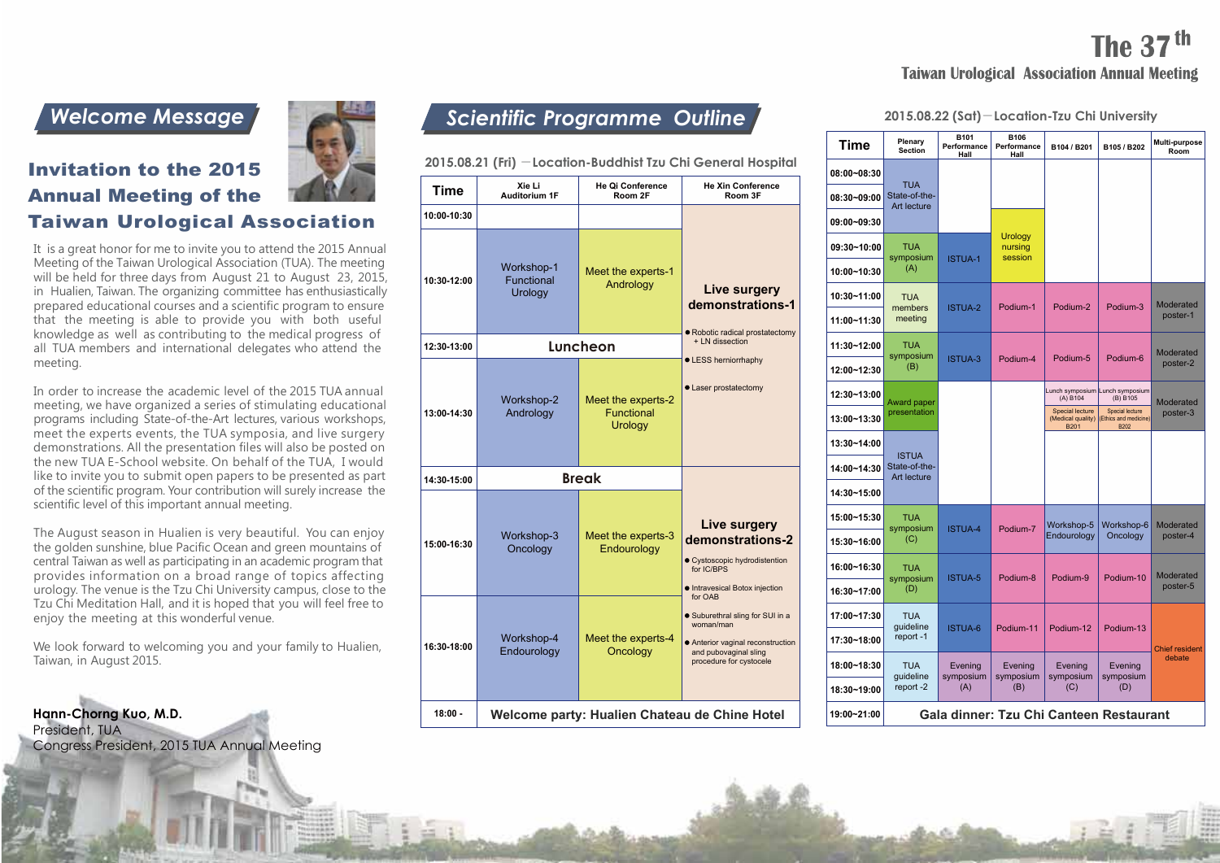# The 37th

## Taiwan Urological Association Annual Meeting

## Welcome Message

### Invitation to the 2015 Annual Meeting of the Taiwan Urological Association

It is a great honor for me to invite you to attend the 2015 Annual Meeting of the Taiwan Urological Association (TUA). The meeting will be held for three days from August 21 to August 23, 2015, in Hualien, Taiwan. The organizing committee has enthusiastically prepared educational courses and a scientific program to ensure that the meeting is able to provide you with both useful knowledge as well as contributing to the medical progress of all TUA members and international delegates who attend the meeting.

In order to increase the academic level of the 2015 TUA annual meeting, we have organized a series of stimulating educational programs including State-of-the-Art lectures, various workshops, meet the experts events, the TUA symposia, and live surgery demonstrations. All the presentation files will also be posted on the new TUA E-School website. On behalf of the TUA, I would like to invite you to submit open papers to be presented as part of the scientific program. Your contribution will surely increase the scientific level of this important annual meeting.

The August season in Hualien is very beautiful. You can enjoy the golden sunshine, blue Pacific Ocean and green mountains of central Taiwan as well as participating in an academic program that provides information on a broad range of topics affecting urology. The venue is the Tzu Chi University campus, close to the Tzu Chi Meditation Hall, and it is hoped that you will feel free to enjoy the meeting at this wonderful venue.

We look forward to welcoming you and your family to Hualien, Taiwan, in August 2015.

**Hann-Chorng Kuo, M.D.**
President, TUA
Congress President, 2015 TUA Annual Meeting

## Scientific Programme Outline

### 2015.08.21 (Fri) —Location-Buddhist Tzu Chi General Hospital

| Time | Xie Li Auditorium 1F | He Qi Conference Room 2F | He Xin Conference Room 3F |
|---|---|---|---|
| 10:00-10:30 | | | Live surgery demonstrations-1 (● Robotic radical prostatectomy + LN dissection ● LESS herniorrhaphy ● Laser prostatectomy) |
| 10:30-12:00 | Workshop-1 Functional Urology | Meet the experts-1 Andrology | |
| 12:30-13:00 | Luncheon | | |
| 13:00-14:30 | Workshop-2 Andrology | Meet the experts-2 Functional Urology | |
| 14:30-15:00 | Break | | Live surgery demonstrations-2 (● Cystoscopic hydrodistention for IC/BPS ● Intravesical Botox injection for OAB ● Suburethral sling for SUI in a woman/man ● Anterior vaginal reconstruction and pubovaginal sling procedure for cystocele) |
| 15:00-16:30 | Workshop-3 Oncology | Meet the experts-3 Endourology | |
| 16:30-18:00 | Workshop-4 Endourology | Meet the experts-4 Oncology | |
| 18:00 - | Welcome party: Hualien Chateau de Chine Hotel | | |

### 2015.08.22 (Sat)—Location-Tzu Chi University

| Time | Plenary Section | B101 Performance Hall | B106 Performance Hall | B104 / B201 | B105 / B202 | Multi-purpose Room |
|---|---|---|---|---|---|---|
| 08:00~08:30 | TUA State-of-the-Art lecture | | | | | |
| 08:30~09:00 | | | | | | |
| 09:00~09:30 | | | Urology nursing session | | | |
| 09:30~10:00 | TUA symposium (A) | ISTUA-1 | | | | |
| 10:00~10:30 | | | | | | |
| 10:30~11:00 | TUA members meeting | ISTUA-2 | Podium-1 | Podium-2 | Podium-3 | Moderated poster-1 |
| 11:00~11:30 | | | | | | |
| 11:30~12:00 | TUA symposium (B) | ISTUA-3 | Podium-4 | Podium-5 | Podium-6 | Moderated poster-2 |
| 12:00~12:30 | | | | | | |
| 12:30~13:00 | Award paper presentation | | | Lunch symposium (A) B104 | Lunch symposium (B) B105 | Moderated poster-3 |
| 13:00~13:30 | | | | Special lecture (Medical quality) B201 | Special lecture (Ethics and medicine) B202 | |
| 13:30~14:00 | ISTUA State-of-the-Art lecture | | | | | |
| 14:00~14:30 | | | | | | |
| 14:30~15:00 | | | | | | |
| 15:00~15:30 | TUA symposium (C) | ISTUA-4 | Podium-7 | Workshop-5 Endourology | Workshop-6 Oncology | Moderated poster-4 |
| 15:30~16:00 | | | | | | |
| 16:00~16:30 | TUA symposium (D) | ISTUA-5 | Podium-8 | Podium-9 | Podium-10 | Moderated poster-5 |
| 16:30~17:00 | | | | | | |
| 17:00~17:30 | TUA guideline report -1 | ISTUA-6 | Podium-11 | Podium-12 | Podium-13 | Chief resident debate |
| 17:30~18:00 | | | | | | |
| 18:00~18:30 | TUA guideline report -2 | Evening symposium (A) | Evening symposium (B) | Evening symposium (C) | Evening symposium (D) | |
| 18:30~19:00 | | | | | | |
| 19:00~21:00 | Gala dinner: Tzu Chi Canteen Restaurant | | | | | |